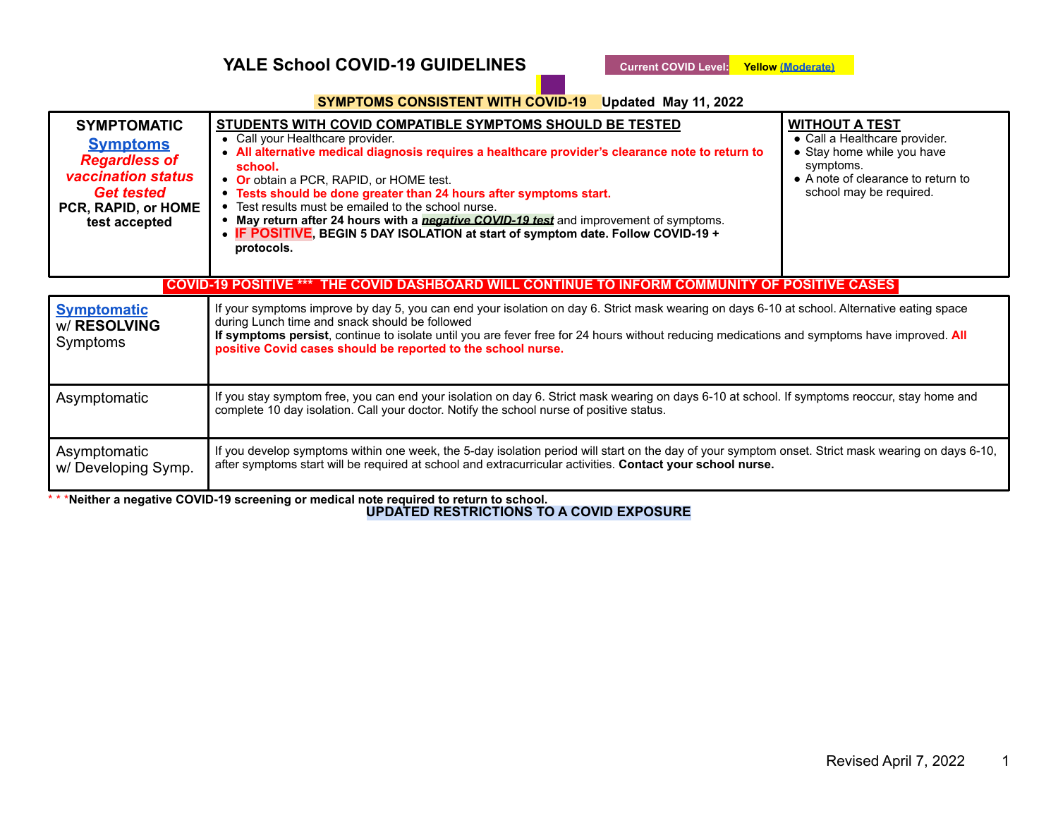# YALE School COVID-19 GUIDELINES

**Current COVID Level:** **Yellow** (Moderate)

**SYMPTOMS CONSISTENT WITH COVID-19** **Updated May 11, 2022**

| **SYMPTOMATIC** **Symptoms** ***Regardless of vaccination status Get tested*** **PCR, RAPID, or HOME test accepted** | **STUDENTS WITH COVID COMPATIBLE SYMPTOMS SHOULD BE TESTED** <br>• Call your Healthcare provider.<br>• **All alternative medical diagnosis requires a healthcare provider's clearance note to return to school.**<br>• **Or** obtain a PCR, RAPID, or HOME test.<br>• **Tests should be done greater than 24 hours after symptoms start.**<br>• Test results must be emailed to the school nurse.<br>• **May return after 24 hours with a *negative COVID-19 test*** and improvement of symptoms.<br>• **IF POSITIVE, BEGIN 5 DAY ISOLATION at start of symptom date. Follow COVID-19 + protocols.** | **WITHOUT A TEST**<br>• Call a Healthcare provider.<br>• Stay home while you have symptoms.<br>• A note of clearance to return to school may be required. |
|---|---|---|

**COVID-19 POSITIVE \*\*\* THE COVID DASHBOARD WILL CONTINUE TO INFORM COMMUNITY OF POSITIVE CASES**

| | |
|---|---|
| **Symptomatic** w/ **RESOLVING** Symptoms | If your symptoms improve by day 5, you can end your isolation on day 6. Strict mask wearing on days 6-10 at school. Alternative eating space during Lunch time and snack should be followed<br>**If symptoms persist**, continue to isolate until you are fever free for 24 hours without reducing medications and symptoms have improved. **All positive Covid cases should be reported to the school nurse.** |
| Asymptomatic | If you stay symptom free, you can end your isolation on day 6. Strict mask wearing on days 6-10 at school. If symptoms reoccur, stay home and complete 10 day isolation. Call your doctor. Notify the school nurse of positive status. |
| Asymptomatic w/ Developing Symp. | If you develop symptoms within one week, the 5-day isolation period will start on the day of your symptom onset. Strict mask wearing on days 6-10, after symptoms start will be required at school and extracurricular activities. **Contact your school nurse.** |

\* \* \***Neither a negative COVID-19 screening or medical note required to return to school.**

**UPDATED RESTRICTIONS TO A COVID EXPOSURE**

Revised April 7, 2022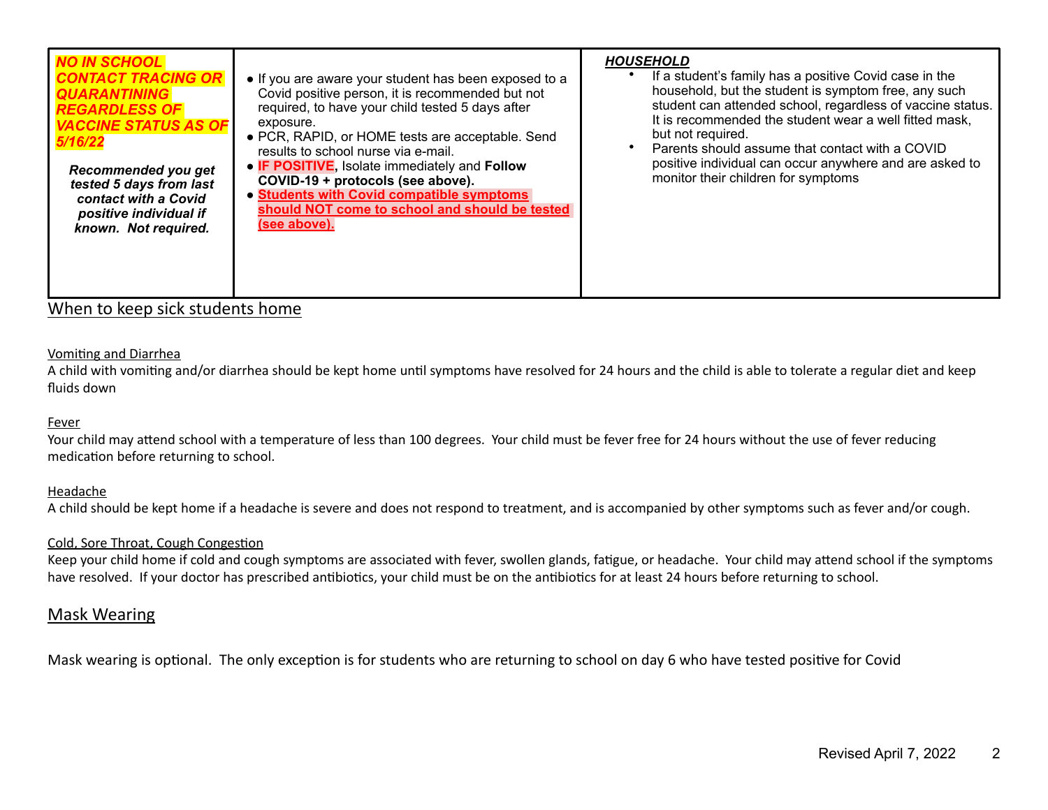| **_NO IN SCHOOL CONTACT TRACING OR QUARANTINING REGARDLESS OF VACCINE STATUS AS OF 5/16/22_**<br><br>***Recommended you get tested 5 days from last contact with a Covid positive individual if known. Not required.*** | • If you are aware your student has been exposed to a Covid positive person, it is recommended but not required, to have your child tested 5 days after exposure.<br>• PCR, RAPID, or HOME tests are acceptable. Send results to school nurse via e-mail.<br>• **IF POSITIVE,** Isolate immediately and **Follow COVID-19 + protocols (see above).**<br>• **Students with Covid compatible symptoms should NOT come to school and should be tested (see above).** | ***HOUSEHOLD***<br>• If a student's family has a positive Covid case in the household, but the student is symptom free, any such student can attended school, regardless of vaccine status. It is recommended the student wear a well fitted mask, but not required.<br>• Parents should assume that contact with a COVID positive individual can occur anywhere and are asked to monitor their children for symptoms |
|---|---|---|

## When to keep sick students home

### Vomiting and Diarrhea

A child with vomiting and/or diarrhea should be kept home until symptoms have resolved for 24 hours and the child is able to tolerate a regular diet and keep fluids down

### Fever

Your child may attend school with a temperature of less than 100 degrees. Your child must be fever free for 24 hours without the use of fever reducing medication before returning to school.

### Headache

A child should be kept home if a headache is severe and does not respond to treatment, and is accompanied by other symptoms such as fever and/or cough.

### Cold, Sore Throat, Cough Congestion

Keep your child home if cold and cough symptoms are associated with fever, swollen glands, fatigue, or headache. Your child may attend school if the symptoms have resolved. If your doctor has prescribed antibiotics, your child must be on the antibiotics for at least 24 hours before returning to school.

## Mask Wearing

Mask wearing is optional. The only exception is for students who are returning to school on day 6 who have tested positive for Covid

Revised April 7, 2022